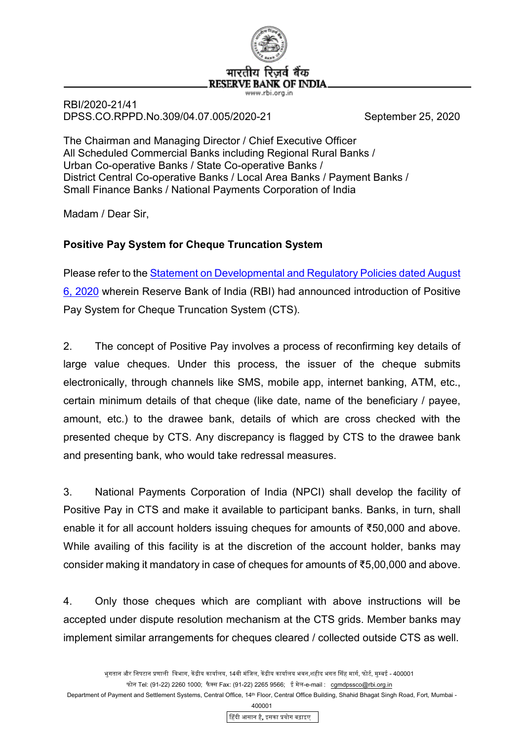मारतीय रिज़र्व बैंक
**RESERVE BANK OF INDIA**
www.rbi.org.in

RBI/2020-21/41
DPSS.CO.RPPD.No.309/04.07.005/2020-21 September 25, 2020

The Chairman and Managing Director / Chief Executive Officer
All Scheduled Commercial Banks including Regional Rural Banks /
Urban Co-operative Banks / State Co-operative Banks /
District Central Co-operative Banks / Local Area Banks / Payment Banks /
Small Finance Banks / National Payments Corporation of India

Madam / Dear Sir,

**Positive Pay System for Cheque Truncation System**

Please refer to the Statement on Developmental and Regulatory Policies dated August 6, 2020 wherein Reserve Bank of India (RBI) had announced introduction of Positive Pay System for Cheque Truncation System (CTS).

2. The concept of Positive Pay involves a process of reconfirming key details of large value cheques. Under this process, the issuer of the cheque submits electronically, through channels like SMS, mobile app, internet banking, ATM, etc., certain minimum details of that cheque (like date, name of the beneficiary / payee, amount, etc.) to the drawee bank, details of which are cross checked with the presented cheque by CTS. Any discrepancy is flagged by CTS to the drawee bank and presenting bank, who would take redressal measures.

3. National Payments Corporation of India (NPCI) shall develop the facility of Positive Pay in CTS and make it available to participant banks. Banks, in turn, shall enable it for all account holders issuing cheques for amounts of ₹50,000 and above. While availing of this facility is at the discretion of the account holder, banks may consider making it mandatory in case of cheques for amounts of ₹5,00,000 and above.

4. Only those cheques which are compliant with above instructions will be accepted under dispute resolution mechanism at the CTS grids. Member banks may implement similar arrangements for cheques cleared / collected outside CTS as well.

भुगतान और निपटान प्रणाली विभाग, केंद्रीय कार्यालय, 14वी मंजिल, केंद्रीय कार्यालय भवन,शहीद भगत सिंह मार्ग, फोर्ट, मुम्बई - 400001
फोन Tel: (91-22) 2260 1000; फैक्स Fax: (91-22) 2265 9566; ई मेल-e-mail : cgmdpssco@rbi.org.in
Department of Payment and Settlement Systems, Central Office, 14th Floor, Central Office Building, Shahid Bhagat Singh Road, Fort, Mumbai - 400001

हिंदी आसान है, इसका प्रयोग बढ़ाइए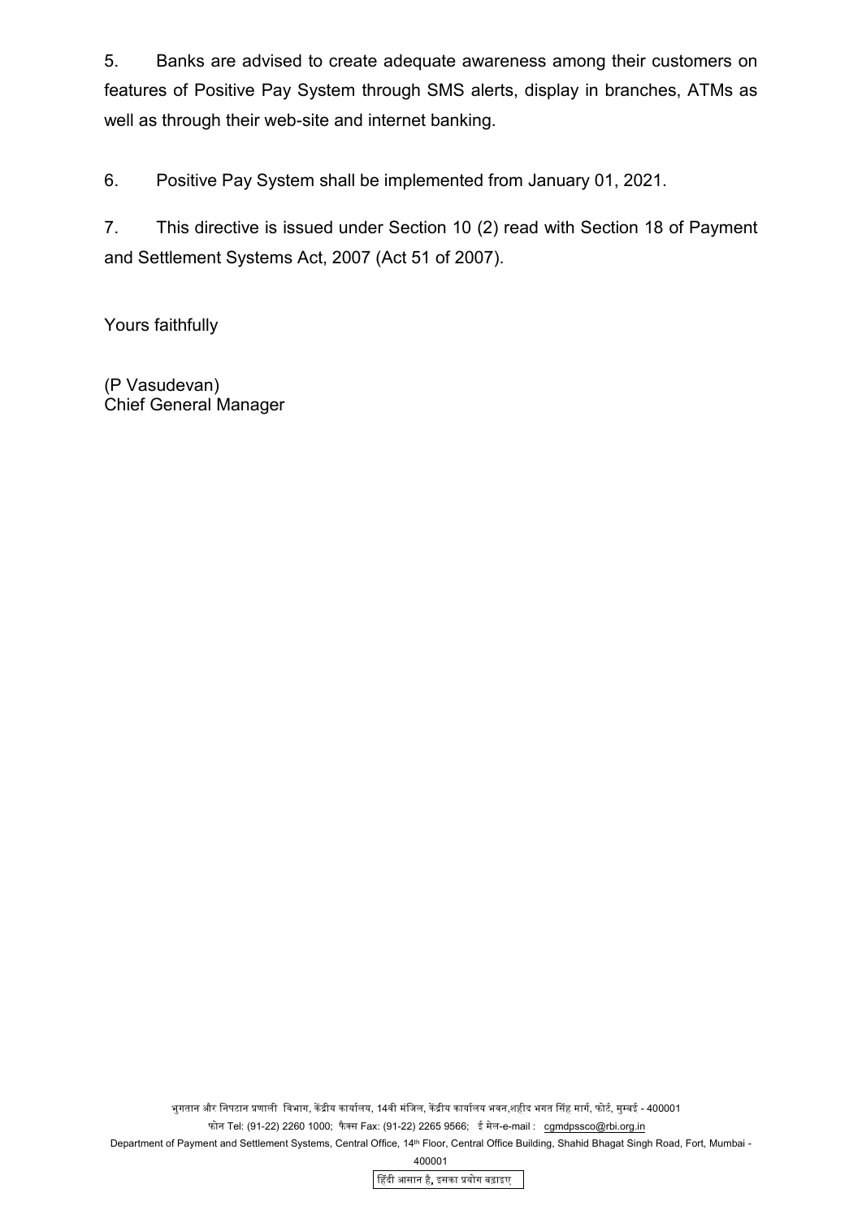5. Banks are advised to create adequate awareness among their customers on features of Positive Pay System through SMS alerts, display in branches, ATMs as well as through their web-site and internet banking.

6. Positive Pay System shall be implemented from January 01, 2021.

7. This directive is issued under Section 10 (2) read with Section 18 of Payment and Settlement Systems Act, 2007 (Act 51 of 2007).

Yours faithfully

(P Vasudevan)
Chief General Manager